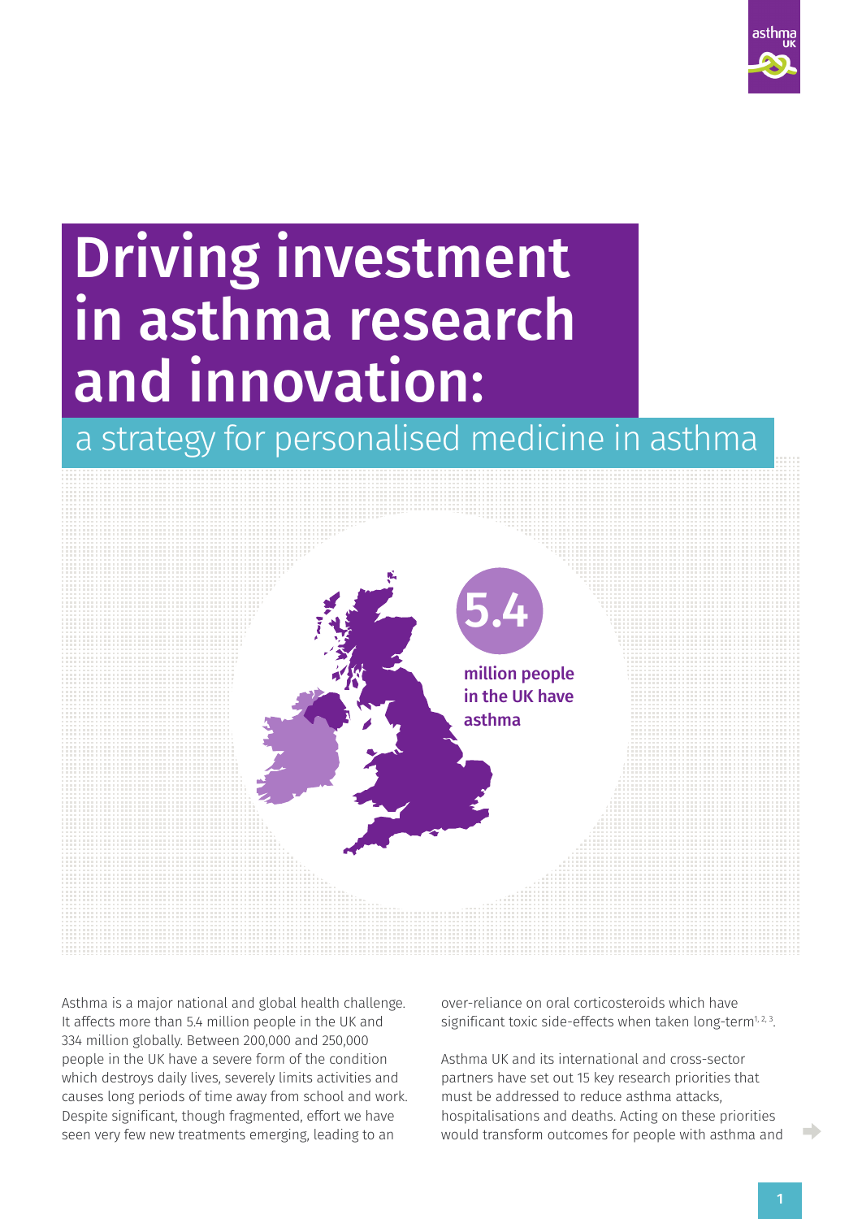# Driving investment in asthma research and innovation:

## a strategy for personalised medicine in asthma

**5.4**

**million people in the UK have asthma**

Asthma is a major national and global health challenge. It affects more than 5.4 million people in the UK and 334 million globally. Between 200,000 and 250,000 people in the UK have a severe form of the condition which destroys daily lives, severely limits activities and causes long periods of time away from school and work. Despite significant, though fragmented, effort we have seen very few new treatments emerging, leading to an over-reliance on oral corticosteroids which have significant toxic side-effects when taken long-term[1, 2, 3].

Asthma UK and its international and cross-sector partners have set out 15 key research priorities that must be addressed to reduce asthma attacks, hospitalisations and deaths. Acting on these priorities would transform outcomes for people with asthma and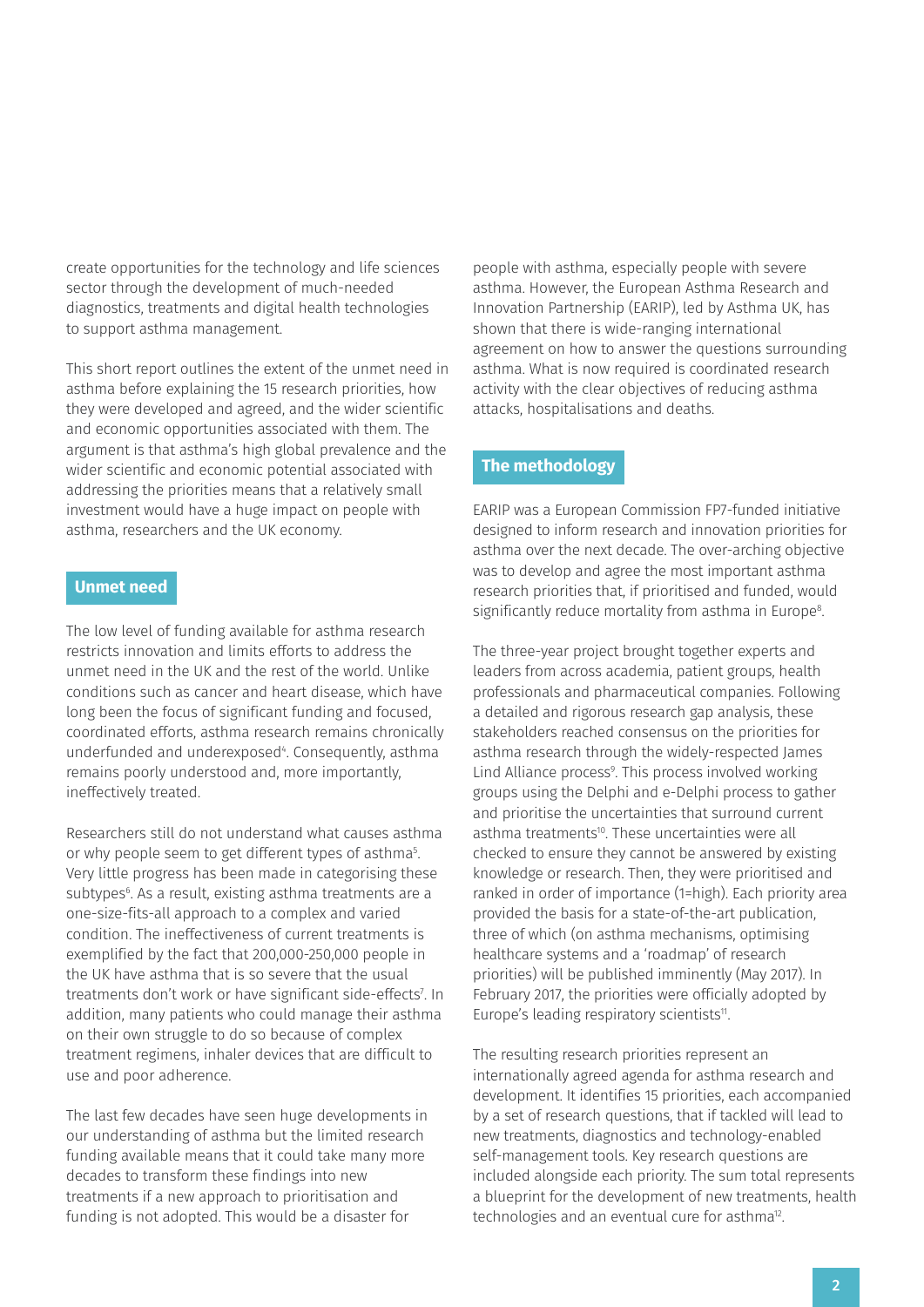create opportunities for the technology and life sciences sector through the development of much-needed diagnostics, treatments and digital health technologies to support asthma management.

This short report outlines the extent of the unmet need in asthma before explaining the 15 research priorities, how they were developed and agreed, and the wider scientific and economic opportunities associated with them. The argument is that asthma's high global prevalence and the wider scientific and economic potential associated with addressing the priorities means that a relatively small investment would have a huge impact on people with asthma, researchers and the UK economy.

## Unmet need

The low level of funding available for asthma research restricts innovation and limits efforts to address the unmet need in the UK and the rest of the world. Unlike conditions such as cancer and heart disease, which have long been the focus of significant funding and focused, coordinated efforts, asthma research remains chronically underfunded and underexposed[4]. Consequently, asthma remains poorly understood and, more importantly, ineffectively treated.

Researchers still do not understand what causes asthma or why people seem to get different types of asthma[5]. Very little progress has been made in categorising these subtypes[6]. As a result, existing asthma treatments are a one-size-fits-all approach to a complex and varied condition. The ineffectiveness of current treatments is exemplified by the fact that 200,000-250,000 people in the UK have asthma that is so severe that the usual treatments don't work or have significant side-effects[7]. In addition, many patients who could manage their asthma on their own struggle to do so because of complex treatment regimens, inhaler devices that are difficult to use and poor adherence.

The last few decades have seen huge developments in our understanding of asthma but the limited research funding available means that it could take many more decades to transform these findings into new treatments if a new approach to prioritisation and funding is not adopted. This would be a disaster for people with asthma, especially people with severe asthma. However, the European Asthma Research and Innovation Partnership (EARIP), led by Asthma UK, has shown that there is wide-ranging international agreement on how to answer the questions surrounding asthma. What is now required is coordinated research activity with the clear objectives of reducing asthma attacks, hospitalisations and deaths.

## The methodology

EARIP was a European Commission FP7-funded initiative designed to inform research and innovation priorities for asthma over the next decade. The over-arching objective was to develop and agree the most important asthma research priorities that, if prioritised and funded, would significantly reduce mortality from asthma in Europe[8].

The three-year project brought together experts and leaders from across academia, patient groups, health professionals and pharmaceutical companies. Following a detailed and rigorous research gap analysis, these stakeholders reached consensus on the priorities for asthma research through the widely-respected James Lind Alliance process[9]. This process involved working groups using the Delphi and e-Delphi process to gather and prioritise the uncertainties that surround current asthma treatments[10]. These uncertainties were all checked to ensure they cannot be answered by existing knowledge or research. Then, they were prioritised and ranked in order of importance (1=high). Each priority area provided the basis for a state-of-the-art publication, three of which (on asthma mechanisms, optimising healthcare systems and a 'roadmap' of research priorities) will be published imminently (May 2017). In February 2017, the priorities were officially adopted by Europe's leading respiratory scientists[11].

The resulting research priorities represent an internationally agreed agenda for asthma research and development. It identifies 15 priorities, each accompanied by a set of research questions, that if tackled will lead to new treatments, diagnostics and technology-enabled self-management tools. Key research questions are included alongside each priority. The sum total represents a blueprint for the development of new treatments, health technologies and an eventual cure for asthma[12].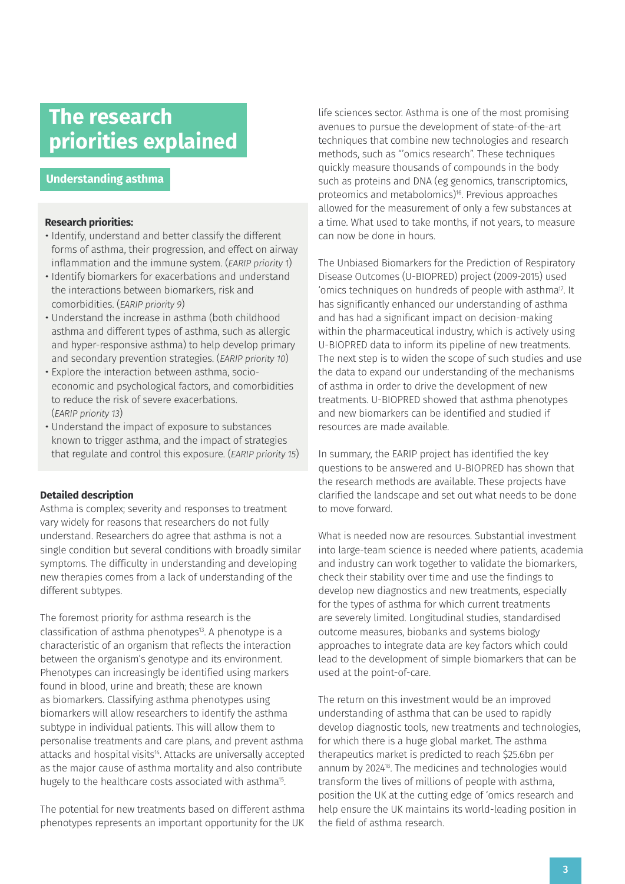# The research priorities explained

## Understanding asthma

**Research priorities:**

- Identify, understand and better classify the different forms of asthma, their progression, and effect on airway inflammation and the immune system. (*EARIP priority 1*)
- Identify biomarkers for exacerbations and understand the interactions between biomarkers, risk and comorbidities. (*EARIP priority 9*)
- Understand the increase in asthma (both childhood asthma and different types of asthma, such as allergic and hyper-responsive asthma) to help develop primary and secondary prevention strategies. (*EARIP priority 10*)
- Explore the interaction between asthma, socio-economic and psychological factors, and comorbidities to reduce the risk of severe exacerbations. (*EARIP priority 13*)
- Understand the impact of exposure to substances known to trigger asthma, and the impact of strategies that regulate and control this exposure. (*EARIP priority 15*)

**Detailed description**

Asthma is complex; severity and responses to treatment vary widely for reasons that researchers do not fully understand. Researchers do agree that asthma is not a single condition but several conditions with broadly similar symptoms. The difficulty in understanding and developing new therapies comes from a lack of understanding of the different subtypes.

The foremost priority for asthma research is the classification of asthma phenotypes[13]. A phenotype is a characteristic of an organism that reflects the interaction between the organism's genotype and its environment. Phenotypes can increasingly be identified using markers found in blood, urine and breath; these are known as biomarkers. Classifying asthma phenotypes using biomarkers will allow researchers to identify the asthma subtype in individual patients. This will allow them to personalise treatments and care plans, and prevent asthma attacks and hospital visits[14]. Attacks are universally accepted as the major cause of asthma mortality and also contribute hugely to the healthcare costs associated with asthma[15].

The potential for new treatments based on different asthma phenotypes represents an important opportunity for the UK life sciences sector. Asthma is one of the most promising avenues to pursue the development of state-of-the-art techniques that combine new technologies and research methods, such as "'omics research". These techniques quickly measure thousands of compounds in the body such as proteins and DNA (eg genomics, transcriptomics, proteomics and metabolomics)[16]. Previous approaches allowed for the measurement of only a few substances at a time. What used to take months, if not years, to measure can now be done in hours.

The Unbiased Biomarkers for the Prediction of Respiratory Disease Outcomes (U-BIOPRED) project (2009-2015) used 'omics techniques on hundreds of people with asthma[17]. It has significantly enhanced our understanding of asthma and has had a significant impact on decision-making within the pharmaceutical industry, which is actively using U-BIOPRED data to inform its pipeline of new treatments. The next step is to widen the scope of such studies and use the data to expand our understanding of the mechanisms of asthma in order to drive the development of new treatments. U-BIOPRED showed that asthma phenotypes and new biomarkers can be identified and studied if resources are made available.

In summary, the EARIP project has identified the key questions to be answered and U-BIOPRED has shown that the research methods are available. These projects have clarified the landscape and set out what needs to be done to move forward.

What is needed now are resources. Substantial investment into large-team science is needed where patients, academia and industry can work together to validate the biomarkers, check their stability over time and use the findings to develop new diagnostics and new treatments, especially for the types of asthma for which current treatments are severely limited. Longitudinal studies, standardised outcome measures, biobanks and systems biology approaches to integrate data are key factors which could lead to the development of simple biomarkers that can be used at the point-of-care.

The return on this investment would be an improved understanding of asthma that can be used to rapidly develop diagnostic tools, new treatments and technologies, for which there is a huge global market. The asthma therapeutics market is predicted to reach $25.6bn per annum by 2024[18]. The medicines and technologies would transform the lives of millions of people with asthma, position the UK at the cutting edge of 'omics research and help ensure the UK maintains its world-leading position in the field of asthma research.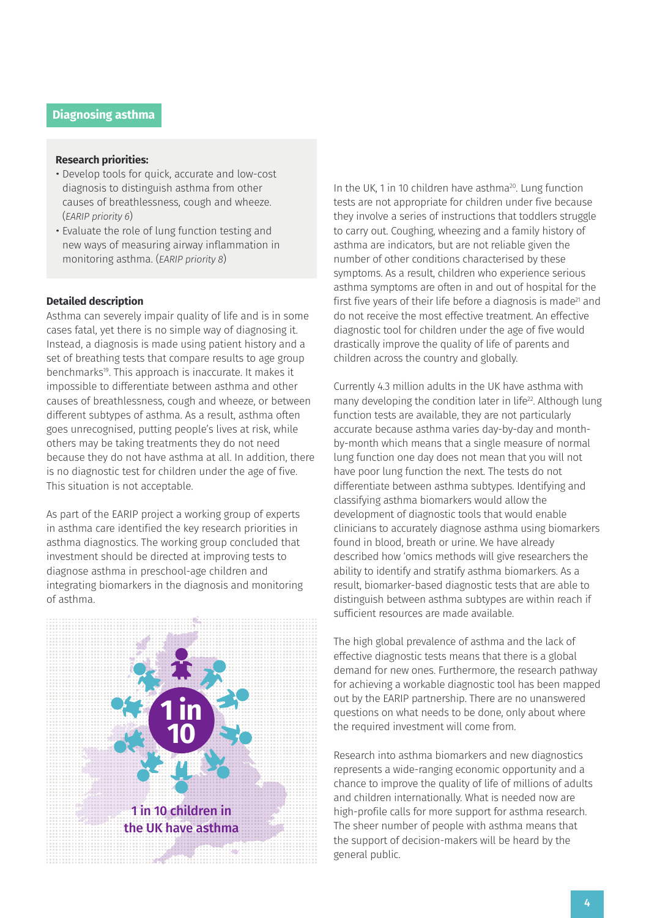## Diagnosing asthma

**Research priorities:**

- Develop tools for quick, accurate and low-cost diagnosis to distinguish asthma from other causes of breathlessness, cough and wheeze. (*EARIP priority 6*)
- Evaluate the role of lung function testing and new ways of measuring airway inflammation in monitoring asthma. (*EARIP priority 8*)

**Detailed description**

Asthma can severely impair quality of life and is in some cases fatal, yet there is no simple way of diagnosing it. Instead, a diagnosis is made using patient history and a set of breathing tests that compare results to age group benchmarks[19]. This approach is inaccurate. It makes it impossible to differentiate between asthma and other causes of breathlessness, cough and wheeze, or between different subtypes of asthma. As a result, asthma often goes unrecognised, putting people's lives at risk, while others may be taking treatments they do not need because they do not have asthma at all. In addition, there is no diagnostic test for children under the age of five. This situation is not acceptable.

As part of the EARIP project a working group of experts in asthma care identified the key research priorities in asthma diagnostics. The working group concluded that investment should be directed at improving tests to diagnose asthma in preschool-age children and integrating biomarkers in the diagnosis and monitoring of asthma.

1 in 10

1 in 10 children in the UK have asthma

In the UK, 1 in 10 children have asthma[20]. Lung function tests are not appropriate for children under five because they involve a series of instructions that toddlers struggle to carry out. Coughing, wheezing and a family history of asthma are indicators, but are not reliable given the number of other conditions characterised by these symptoms. As a result, children who experience serious asthma symptoms are often in and out of hospital for the first five years of their life before a diagnosis is made[21] and do not receive the most effective treatment. An effective diagnostic tool for children under the age of five would drastically improve the quality of life of parents and children across the country and globally.

Currently 4.3 million adults in the UK have asthma with many developing the condition later in life[22]. Although lung function tests are available, they are not particularly accurate because asthma varies day-by-day and month-by-month which means that a single measure of normal lung function one day does not mean that you will not have poor lung function the next. The tests do not differentiate between asthma subtypes. Identifying and classifying asthma biomarkers would allow the development of diagnostic tools that would enable clinicians to accurately diagnose asthma using biomarkers found in blood, breath or urine. We have already described how 'omics methods will give researchers the ability to identify and stratify asthma biomarkers. As a result, biomarker-based diagnostic tests that are able to distinguish between asthma subtypes are within reach if sufficient resources are made available.

The high global prevalence of asthma and the lack of effective diagnostic tests means that there is a global demand for new ones. Furthermore, the research pathway for achieving a workable diagnostic tool has been mapped out by the EARIP partnership. There are no unanswered questions on what needs to be done, only about where the required investment will come from.

Research into asthma biomarkers and new diagnostics represents a wide-ranging economic opportunity and a chance to improve the quality of life of millions of adults and children internationally. What is needed now are high-profile calls for more support for asthma research. The sheer number of people with asthma means that the support of decision-makers will be heard by the general public.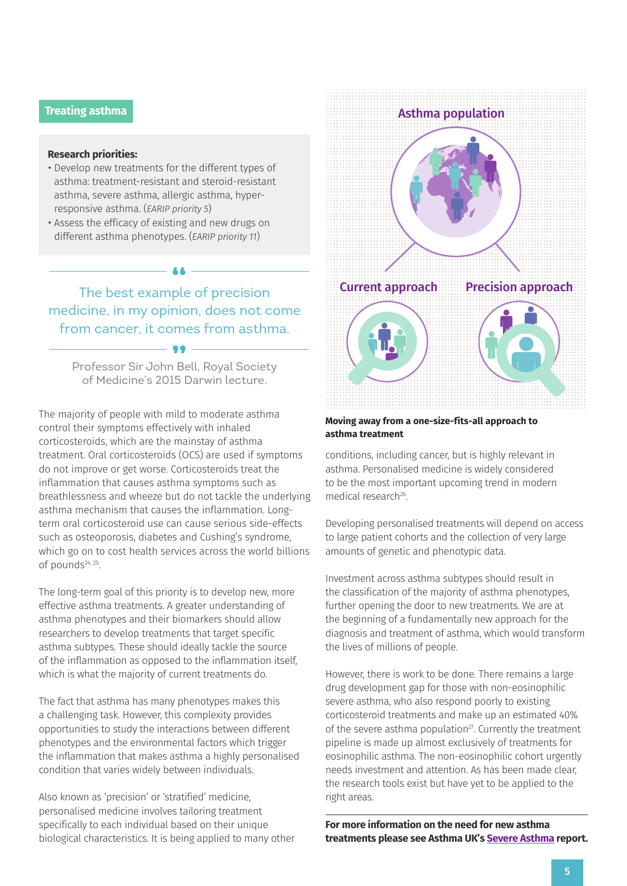## Treating asthma

**Research priorities:**

- Develop new treatments for the different types of asthma: treatment-resistant and steroid-resistant asthma, severe asthma, allergic asthma, hyper-responsive asthma. (*EARIP priority 5*)
- Assess the efficacy of existing and new drugs on different asthma phenotypes. (*EARIP priority 11*)

> The best example of precision medicine, in my opinion, does not come from cancer, it comes from asthma.
>
> Professor Sir John Bell, Royal Society of Medicine's 2015 Darwin lecture.

The majority of people with mild to moderate asthma control their symptoms effectively with inhaled corticosteroids, which are the mainstay of asthma treatment. Oral corticosteroids (OCS) are used if symptoms do not improve or get worse. Corticosteroids treat the inflammation that causes asthma symptoms such as breathlessness and wheeze but do not tackle the underlying asthma mechanism that causes the inflammation. Long-term oral corticosteroid use can cause serious side-effects such as osteoporosis, diabetes and Cushing's syndrome, which go on to cost health services across the world billions of pounds[24, 25].

The long-term goal of this priority is to develop new, more effective asthma treatments. A greater understanding of asthma phenotypes and their biomarkers should allow researchers to develop treatments that target specific asthma subtypes. These should ideally tackle the source of the inflammation as opposed to the inflammation itself, which is what the majority of current treatments do.

The fact that asthma has many phenotypes makes this a challenging task. However, this complexity provides opportunities to study the interactions between different phenotypes and the environmental factors which trigger the inflammation that makes asthma a highly personalised condition that varies widely between individuals.

Also known as 'precision' or 'stratified' medicine, personalised medicine involves tailoring treatment specifically to each individual based on their unique biological characteristics. It is being applied to many other conditions, including cancer, but is highly relevant in asthma. Personalised medicine is widely considered to be the most important upcoming trend in modern medical research[26].

Asthma population

Current approach | Precision approach

**Moving away from a one-size-fits-all approach to asthma treatment**

Developing personalised treatments will depend on access to large patient cohorts and the collection of very large amounts of genetic and phenotypic data.

Investment across asthma subtypes should result in the classification of the majority of asthma phenotypes, further opening the door to new treatments. We are at the beginning of a fundamentally new approach for the diagnosis and treatment of asthma, which would transform the lives of millions of people.

However, there is work to be done. There remains a large drug development gap for those with non-eosinophilic severe asthma, who also respond poorly to existing corticosteroid treatments and make up an estimated 40% of the severe asthma population[27]. Currently the treatment pipeline is made up almost exclusively of treatments for eosinophilic asthma. The non-eosinophilic cohort urgently needs investment and attention. As has been made clear, the research tools exist but have yet to be applied to the right areas.

**For more information on the need for new asthma treatments please see Asthma UK's Severe Asthma report.**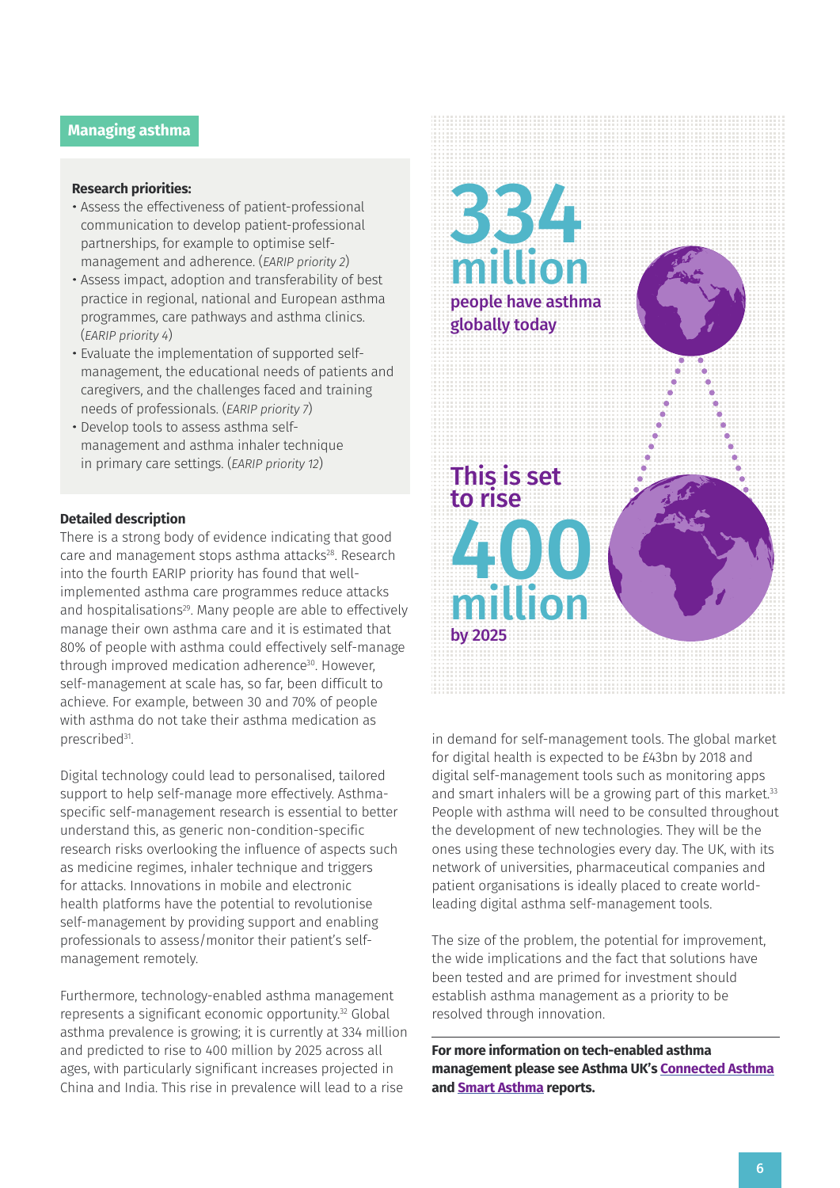## Managing asthma

**Research priorities:**

- Assess the effectiveness of patient-professional communication to develop patient-professional partnerships, for example to optimise self-management and adherence. (*EARIP priority 2*)
- Assess impact, adoption and transferability of best practice in regional, national and European asthma programmes, care pathways and asthma clinics. (*EARIP priority 4*)
- Evaluate the implementation of supported self-management, the educational needs of patients and caregivers, and the challenges faced and training needs of professionals. (*EARIP priority 7*)
- Develop tools to assess asthma self-management and asthma inhaler technique in primary care settings. (*EARIP priority 12*)

**Detailed description**

There is a strong body of evidence indicating that good care and management stops asthma attacks[28]. Research into the fourth EARIP priority has found that well-implemented asthma care programmes reduce attacks and hospitalisations[29]. Many people are able to effectively manage their own asthma care and it is estimated that 80% of people with asthma could effectively self-manage through improved medication adherence[30]. However, self-management at scale has, so far, been difficult to achieve. For example, between 30 and 70% of people with asthma do not take their asthma medication as prescribed[31].

Digital technology could lead to personalised, tailored support to help self-manage more effectively. Asthma-specific self-management research is essential to better understand this, as generic non-condition-specific research risks overlooking the influence of aspects such as medicine regimes, inhaler technique and triggers for attacks. Innovations in mobile and electronic health platforms have the potential to revolutionise self-management by providing support and enabling professionals to assess/monitor their patient's self-management remotely.

Furthermore, technology-enabled asthma management represents a significant economic opportunity.[32] Global asthma prevalence is growing; it is currently at 334 million and predicted to rise to 400 million by 2025 across all ages, with particularly significant increases projected in China and India. This rise in prevalence will lead to a rise in demand for self-management tools. The global market for digital health is expected to be £43bn by 2018 and digital self-management tools such as monitoring apps and smart inhalers will be a growing part of this market.[33] People with asthma will need to be consulted throughout the development of new technologies. They will be the ones using these technologies every day. The UK, with its network of universities, pharmaceutical companies and patient organisations is ideally placed to create world-leading digital asthma self-management tools.

**334 million** people have asthma globally today

**This is set to rise 400 million** by 2025

The size of the problem, the potential for improvement, the wide implications and the fact that solutions have been tested and are primed for investment should establish asthma management as a priority to be resolved through innovation.

**For more information on tech-enabled asthma management please see Asthma UK's Connected Asthma and Smart Asthma reports.**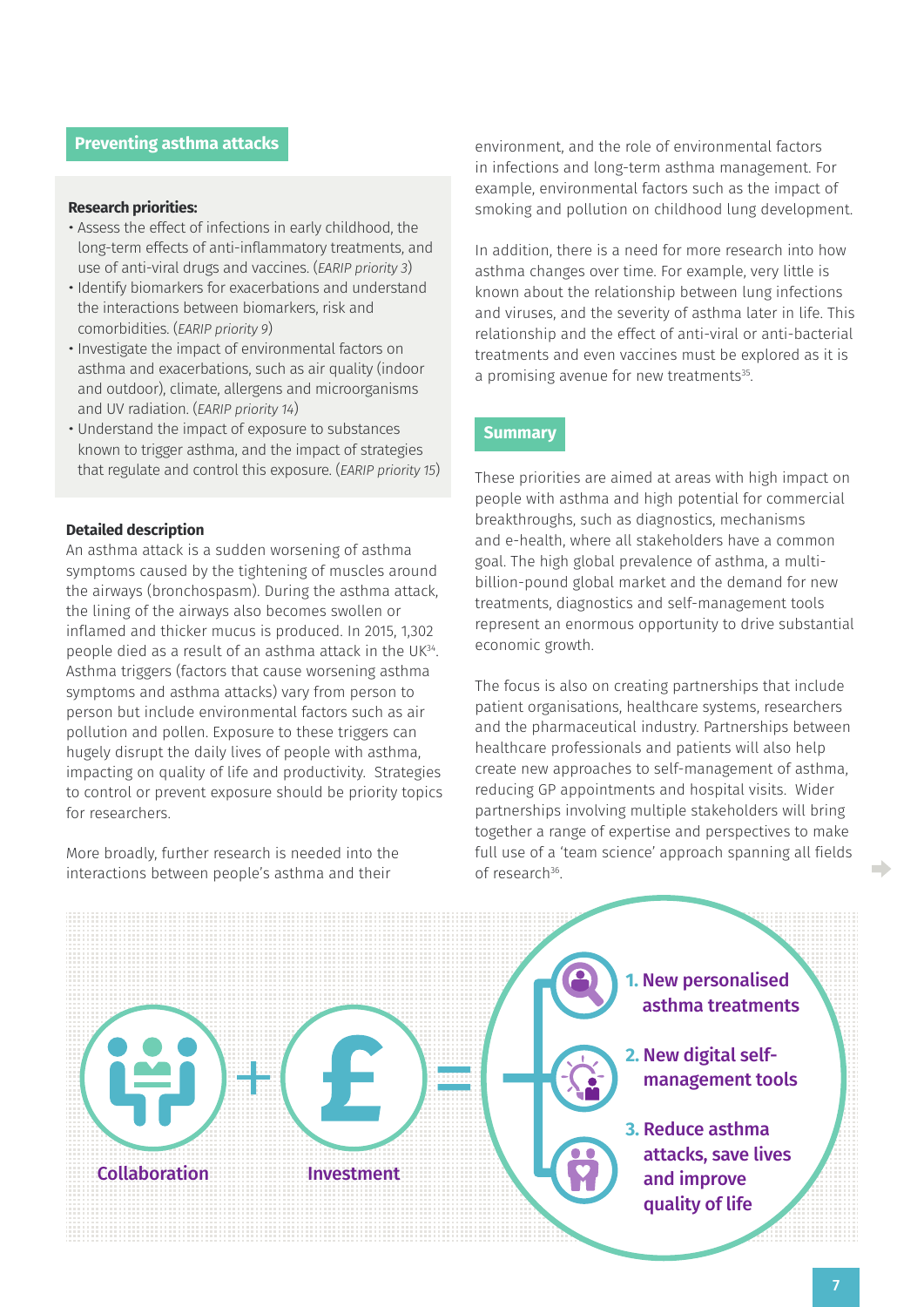## Preventing asthma attacks

**Research priorities:**

- Assess the effect of infections in early childhood, the long-term effects of anti-inflammatory treatments, and use of anti-viral drugs and vaccines. (*EARIP priority 3*)
- Identify biomarkers for exacerbations and understand the interactions between biomarkers, risk and comorbidities. (*EARIP priority 9*)
- Investigate the impact of environmental factors on asthma and exacerbations, such as air quality (indoor and outdoor), climate, allergens and microorganisms and UV radiation. (*EARIP priority 14*)
- Understand the impact of exposure to substances known to trigger asthma, and the impact of strategies that regulate and control this exposure. (*EARIP priority 15*)

**Detailed description**

An asthma attack is a sudden worsening of asthma symptoms caused by the tightening of muscles around the airways (bronchospasm). During the asthma attack, the lining of the airways also becomes swollen or inflamed and thicker mucus is produced. In 2015, 1,302 people died as a result of an asthma attack in the UK[34]. Asthma triggers (factors that cause worsening asthma symptoms and asthma attacks) vary from person to person but include environmental factors such as air pollution and pollen. Exposure to these triggers can hugely disrupt the daily lives of people with asthma, impacting on quality of life and productivity. Strategies to control or prevent exposure should be priority topics for researchers.

More broadly, further research is needed into the interactions between people's asthma and their environment, and the role of environmental factors in infections and long-term asthma management. For example, environmental factors such as the impact of smoking and pollution on childhood lung development.

In addition, there is a need for more research into how asthma changes over time. For example, very little is known about the relationship between lung infections and viruses, and the severity of asthma later in life. This relationship and the effect of anti-viral or anti-bacterial treatments and even vaccines must be explored as it is a promising avenue for new treatments[35].

## Summary

These priorities are aimed at areas with high impact on people with asthma and high potential for commercial breakthroughs, such as diagnostics, mechanisms and e-health, where all stakeholders have a common goal. The high global prevalence of asthma, a multi-billion-pound global market and the demand for new treatments, diagnostics and self-management tools represent an enormous opportunity to drive substantial economic growth.

The focus is also on creating partnerships that include patient organisations, healthcare systems, researchers and the pharmaceutical industry. Partnerships between healthcare professionals and patients will also help create new approaches to self-management of asthma, reducing GP appointments and hospital visits. Wider partnerships involving multiple stakeholders will bring together a range of expertise and perspectives to make full use of a 'team science' approach spanning all fields of research[36].

Collaboration + Investment =

1. New personalised asthma treatments
2. New digital self-management tools
3. Reduce asthma attacks, save lives and improve quality of life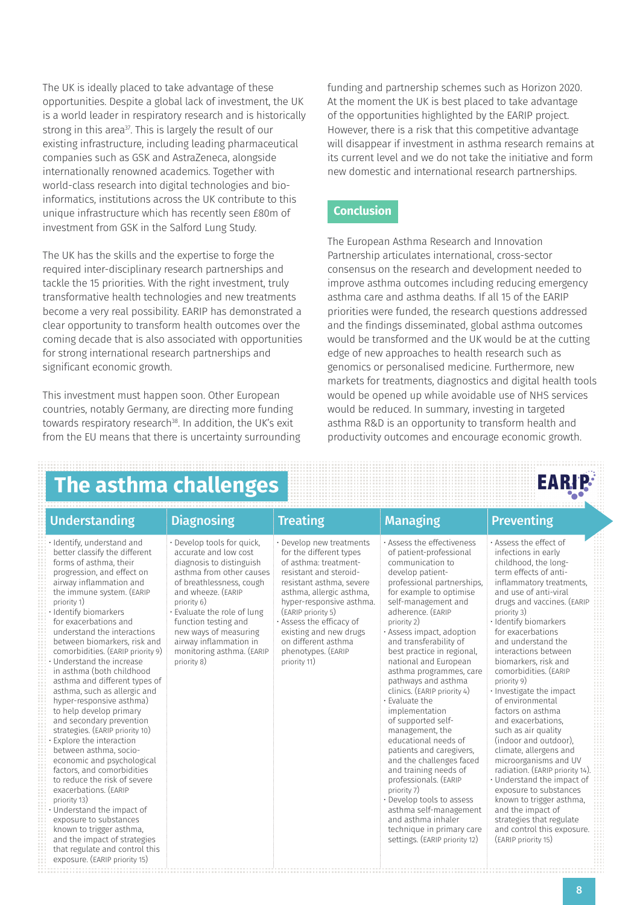The UK is ideally placed to take advantage of these opportunities. Despite a global lack of investment, the UK is a world leader in respiratory research and is historically strong in this area[37]. This is largely the result of our existing infrastructure, including leading pharmaceutical companies such as GSK and AstraZeneca, alongside internationally renowned academics. Together with world-class research into digital technologies and bio-informatics, institutions across the UK contribute to this unique infrastructure which has recently seen £80m of investment from GSK in the Salford Lung Study.

The UK has the skills and the expertise to forge the required inter-disciplinary research partnerships and tackle the 15 priorities. With the right investment, truly transformative health technologies and new treatments become a very real possibility. EARIP has demonstrated a clear opportunity to transform health outcomes over the coming decade that is also associated with opportunities for strong international research partnerships and significant economic growth.

This investment must happen soon. Other European countries, notably Germany, are directing more funding towards respiratory research[38]. In addition, the UK's exit from the EU means that there is uncertainty surrounding funding and partnership schemes such as Horizon 2020. At the moment the UK is best placed to take advantage of the opportunities highlighted by the EARIP project. However, there is a risk that this competitive advantage will disappear if investment in asthma research remains at its current level and we do not take the initiative and form new domestic and international research partnerships.

## Conclusion

The European Asthma Research and Innovation Partnership articulates international, cross-sector consensus on the research and development needed to improve asthma outcomes including reducing emergency asthma care and asthma deaths. If all 15 of the EARIP priorities were funded, the research questions addressed and the findings disseminated, global asthma outcomes would be transformed and the UK would be at the cutting edge of new approaches to health research such as genomics or personalised medicine. Furthermore, new markets for treatments, diagnostics and digital health tools would be opened up while avoidable use of NHS services would be reduced. In summary, investing in targeted asthma R&D is an opportunity to transform health and productivity outcomes and encourage economic growth.

## The asthma challenges

EARIP

| Understanding | Diagnosing | Treating | Managing | Preventing |
|---|---|---|---|---|
| · Identify, understand and better classify the different forms of asthma, their progression, and effect on airway inflammation and the immune system. (EARIP priority 1)<br>· Identify biomarkers for exacerbations and understand the interactions between biomarkers, risk and comorbidities. (EARIP priority 9)<br>· Understand the increase in asthma (both childhood asthma and different types of asthma, such as allergic and hyper-responsive asthma) to help develop primary and secondary prevention strategies. (EARIP priority 10)<br>· Explore the interaction between asthma, socio-economic and psychological factors, and comorbidities to reduce the risk of severe exacerbations. (EARIP priority 13)<br>· Understand the impact of exposure to substances known to trigger asthma, and the impact of strategies that regulate and control this exposure. (EARIP priority 15) | · Develop tools for quick, accurate and low cost diagnosis to distinguish asthma from other causes of breathlessness, cough and wheeze. (EARIP priority 6)<br>· Evaluate the role of lung function testing and new ways of measuring airway inflammation in monitoring asthma. (EARIP priority 8) | · Develop new treatments for the different types of asthma: treatment-resistant and steroid-resistant asthma, severe asthma, allergic asthma, hyper-responsive asthma. (EARIP priority 5)<br>· Assess the efficacy of existing and new drugs on different asthma phenotypes. (EARIP priority 11) | · Assess the effectiveness of patient-professional communication to develop patient-professional partnerships, for example to optimise self-management and adherence. (EARIP priority 2)<br>· Assess impact, adoption and transferability of best practice in regional, national and European asthma programmes, care pathways and asthma clinics. (EARIP priority 4)<br>· Evaluate the implementation of supported self-management, the educational needs of patients and caregivers, and the challenges faced and training needs of professionals. (EARIP priority 7)<br>· Develop tools to assess asthma self-management and asthma inhaler technique in primary care settings. (EARIP priority 12) | · Assess the effect of infections in early childhood, the long-term effects of anti-inflammatory treatments, and use of anti-viral drugs and vaccines. (EARIP priority 3)<br>· Identify biomarkers for exacerbations and understand the interactions between biomarkers, risk and comorbidities. (EARIP priority 9)<br>· Investigate the impact of environmental factors on asthma and exacerbations, such as air quality (indoor and outdoor), climate, allergens and microorganisms and UV radiation. (EARIP priority 14).<br>· Understand the impact of exposure to substances known to trigger asthma, and the impact of strategies that regulate and control this exposure. (EARIP priority 15) |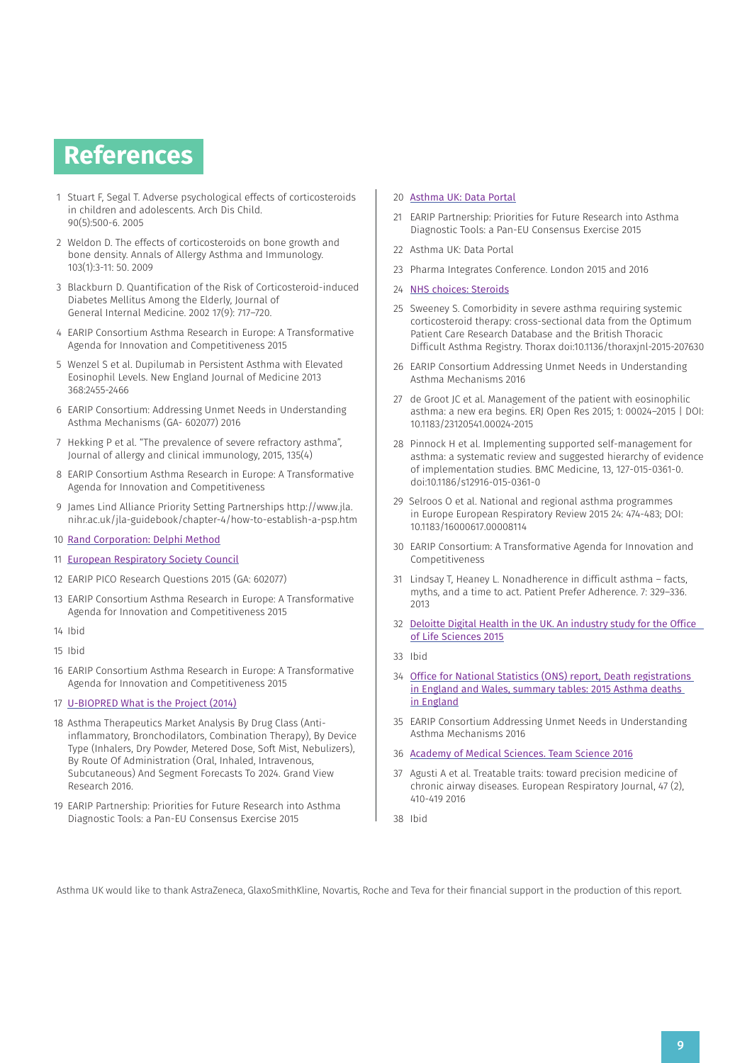# References

1. Stuart F, Segal T. Adverse psychological effects of corticosteroids in children and adolescents. Arch Dis Child. 90(5):500-6. 2005
2. Weldon D. The effects of corticosteroids on bone growth and bone density. Annals of Allergy Asthma and Immunology. 103(1):3-11: 50. 2009
3. Blackburn D. Quantification of the Risk of Corticosteroid-induced Diabetes Mellitus Among the Elderly, Journal of General Internal Medicine. 2002 17(9): 717–720.
4. EARIP Consortium Asthma Research in Europe: A Transformative Agenda for Innovation and Competitiveness 2015
5. Wenzel S et al. Dupilumab in Persistent Asthma with Elevated Eosinophil Levels. New England Journal of Medicine 2013 368:2455-2466
6. EARIP Consortium: Addressing Unmet Needs in Understanding Asthma Mechanisms (GA- 602077) 2016
7. Hekking P et al. "The prevalence of severe refractory asthma", Journal of allergy and clinical immunology, 2015, 135(4)
8. EARIP Consortium Asthma Research in Europe: A Transformative Agenda for Innovation and Competitiveness
9. James Lind Alliance Priority Setting Partnerships http://www.jla.nihr.ac.uk/jla-guidebook/chapter-4/how-to-establish-a-psp.htm
10. Rand Corporation: Delphi Method
11. European Respiratory Society Council
12. EARIP PICO Research Questions 2015 (GA: 602077)
13. EARIP Consortium Asthma Research in Europe: A Transformative Agenda for Innovation and Competitiveness 2015
14. Ibid
15. Ibid
16. EARIP Consortium Asthma Research in Europe: A Transformative Agenda for Innovation and Competitiveness 2015
17. U-BIOPRED What is the Project (2014)
18. Asthma Therapeutics Market Analysis By Drug Class (Anti-inflammatory, Bronchodilators, Combination Therapy), By Device Type (Inhalers, Dry Powder, Metered Dose, Soft Mist, Nebulizers), By Route Of Administration (Oral, Inhaled, Intravenous, Subcutaneous) And Segment Forecasts To 2024. Grand View Research 2016.
19. EARIP Partnership: Priorities for Future Research into Asthma Diagnostic Tools: a Pan-EU Consensus Exercise 2015
20. Asthma UK: Data Portal
21. EARIP Partnership: Priorities for Future Research into Asthma Diagnostic Tools: a Pan-EU Consensus Exercise 2015
22. Asthma UK: Data Portal
23. Pharma Integrates Conference. London 2015 and 2016
24. NHS choices: Steroids
25. Sweeney S. Comorbidity in severe asthma requiring systemic corticosteroid therapy: cross-sectional data from the Optimum Patient Care Research Database and the British Thoracic Difficult Asthma Registry. Thorax doi:10.1136/thoraxjnl-2015-207630
26. EARIP Consortium Addressing Unmet Needs in Understanding Asthma Mechanisms 2016
27. de Groot JC et al. Management of the patient with eosinophilic asthma: a new era begins. ERJ Open Res 2015; 1: 00024–2015 | DOI: 10.1183/23120541.00024-2015
28. Pinnock H et al. Implementing supported self-management for asthma: a systematic review and suggested hierarchy of evidence of implementation studies. BMC Medicine, 13, 127-015-0361-0. doi:10.1186/s12916-015-0361-0
29. Selroos O et al. National and regional asthma programmes in Europe European Respiratory Review 2015 24: 474-483; DOI: 10.1183/16000617.00008114
30. EARIP Consortium: A Transformative Agenda for Innovation and Competitiveness
31. Lindsay T, Heaney L. Nonadherence in difficult asthma – facts, myths, and a time to act. Patient Prefer Adherence. 7: 329–336. 2013
32. Deloitte Digital Health in the UK. An industry study for the Office of Life Sciences 2015
33. Ibid
34. Office for National Statistics (ONS) report, Death registrations in England and Wales, summary tables: 2015 Asthma deaths in England
35. EARIP Consortium Addressing Unmet Needs in Understanding Asthma Mechanisms 2016
36. Academy of Medical Sciences. Team Science 2016
37. Agusti A et al. Treatable traits: toward precision medicine of chronic airway diseases. European Respiratory Journal, 47 (2), 410-419 2016
38. Ibid

Asthma UK would like to thank AstraZeneca, GlaxoSmithKline, Novartis, Roche and Teva for their financial support in the production of this report.